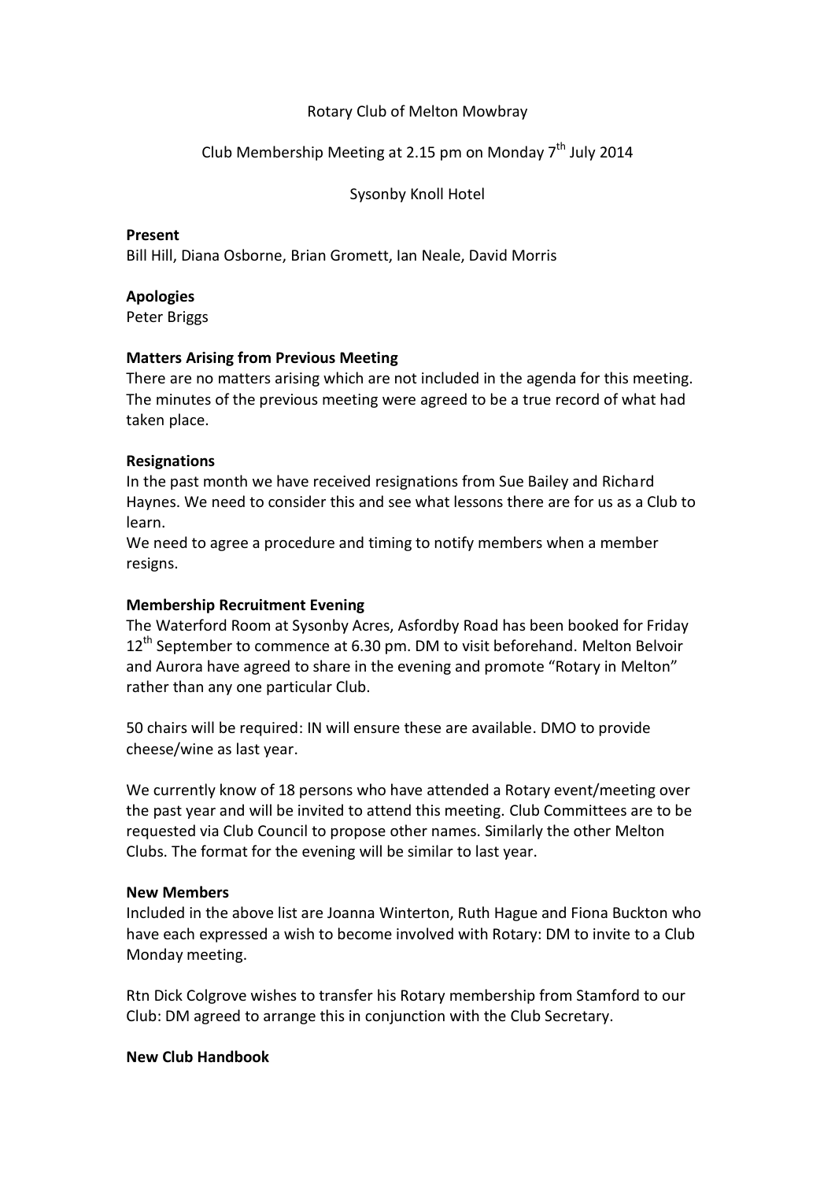Rotary Club of Melton Mowbray

Club Membership Meeting at 2.15 pm on Monday 7th July 2014

Sysonby Knoll Hotel

**Present**
Bill Hill, Diana Osborne, Brian Gromett, Ian Neale, David Morris

**Apologies**
Peter Briggs

**Matters Arising from Previous Meeting**
There are no matters arising which are not included in the agenda for this meeting. The minutes of the previous meeting were agreed to be a true record of what had taken place.

**Resignations**
In the past month we have received resignations from Sue Bailey and Richard Haynes. We need to consider this and see what lessons there are for us as a Club to learn.
We need to agree a procedure and timing to notify members when a member resigns.

**Membership Recruitment Evening**
The Waterford Room at Sysonby Acres, Asfordby Road has been booked for Friday 12th September to commence at 6.30 pm. DM to visit beforehand. Melton Belvoir and Aurora have agreed to share in the evening and promote "Rotary in Melton" rather than any one particular Club.

50 chairs will be required: IN will ensure these are available. DMO to provide cheese/wine as last year.

We currently know of 18 persons who have attended a Rotary event/meeting over the past year and will be invited to attend this meeting. Club Committees are to be requested via Club Council to propose other names. Similarly the other Melton Clubs. The format for the evening will be similar to last year.

**New Members**
Included in the above list are Joanna Winterton, Ruth Hague and Fiona Buckton who have each expressed a wish to become involved with Rotary: DM to invite to a Club Monday meeting.

Rtn Dick Colgrove wishes to transfer his Rotary membership from Stamford to our Club: DM agreed to arrange this in conjunction with the Club Secretary.

**New Club Handbook**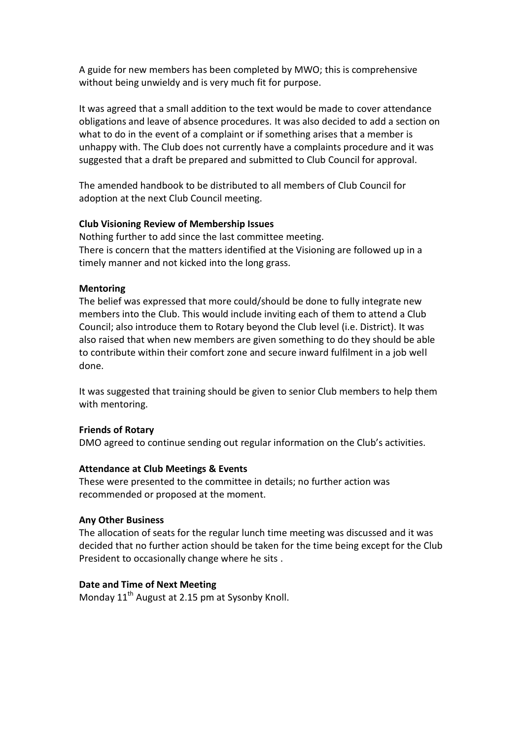A guide for new members has been completed by MWO; this is comprehensive without being unwieldy and is very much fit for purpose.

It was agreed that a small addition to the text would be made to cover attendance obligations and leave of absence procedures. It was also decided to add a section on what to do in the event of a complaint or if something arises that a member is unhappy with. The Club does not currently have a complaints procedure and it was suggested that a draft be prepared and submitted to Club Council for approval.

The amended handbook to be distributed to all members of Club Council for adoption at the next Club Council meeting.

**Club Visioning Review of Membership Issues**

Nothing further to add since the last committee meeting.
There is concern that the matters identified at the Visioning are followed up in a timely manner and not kicked into the long grass.

**Mentoring**

The belief was expressed that more could/should be done to fully integrate new members into the Club. This would include inviting each of them to attend a Club Council; also introduce them to Rotary beyond the Club level (i.e. District). It was also raised that when new members are given something to do they should be able to contribute within their comfort zone and secure inward fulfilment in a job well done.

It was suggested that training should be given to senior Club members to help them with mentoring.

**Friends of Rotary**

DMO agreed to continue sending out regular information on the Club's activities.

**Attendance at Club Meetings & Events**

These were presented to the committee in details; no further action was recommended or proposed at the moment.

**Any Other Business**

The allocation of seats for the regular lunch time meeting was discussed and it was decided that no further action should be taken for the time being except for the Club President to occasionally change where he sits .

**Date and Time of Next Meeting**

Monday 11th August at 2.15 pm at Sysonby Knoll.